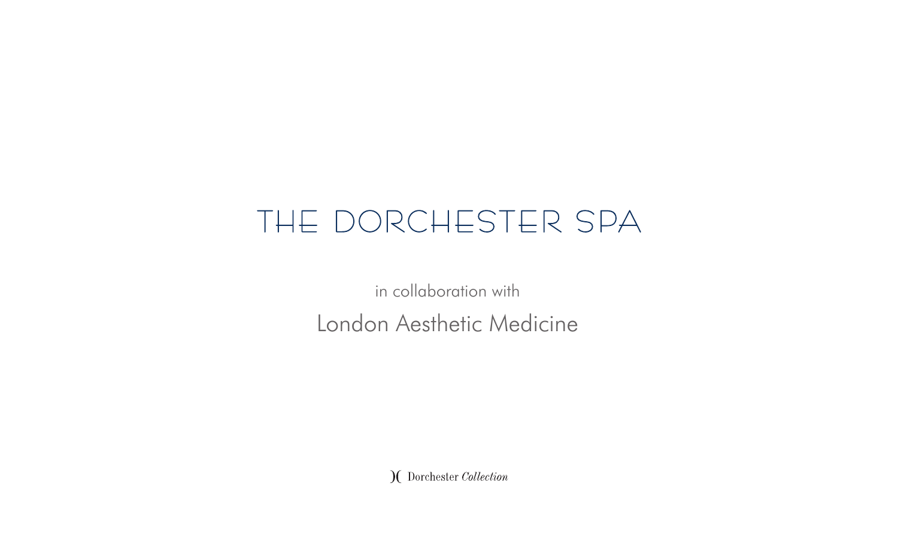# THE DORCHESTER SPA

in collaboration with

## London Aesthetic Medicine

)( Dorchester *Collection*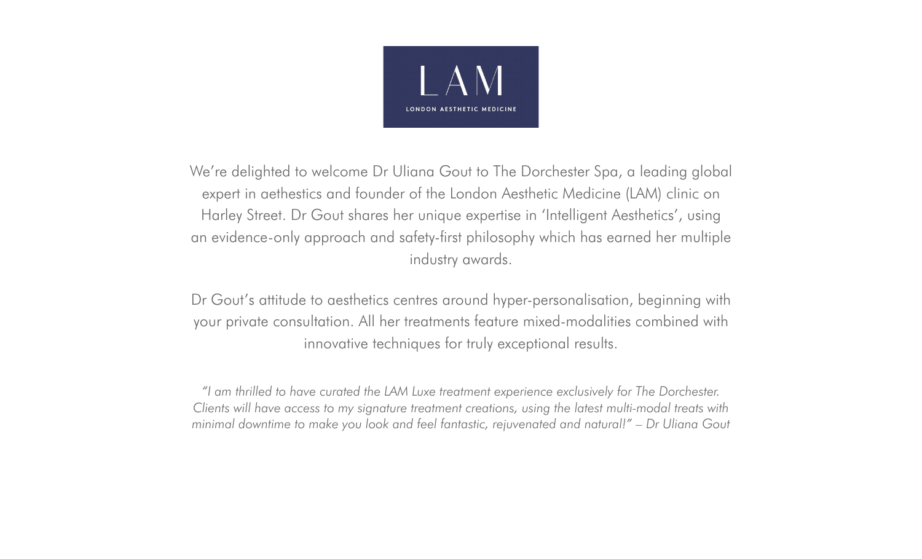LAM

LONDON AESTHETIC MEDICINE

We’re delighted to welcome Dr Uliana Gout to The Dorchester Spa, a leading global expert in aethestics and founder of the London Aesthetic Medicine (LAM) clinic on Harley Street. Dr Gout shares her unique expertise in ‘Intelligent Aesthetics’, using an evidence-only approach and safety-first philosophy which has earned her multiple industry awards.

Dr Gout’s attitude to aesthetics centres around hyper-personalisation, beginning with your private consultation. All her treatments feature mixed-modalities combined with innovative techniques for truly exceptional results.

*“I am thrilled to have curated the LAM Luxe treatment experience exclusively for The Dorchester. Clients will have access to my signature treatment creations, using the latest multi-modal treats with minimal downtime to make you look and feel fantastic, rejuvenated and natural!” – Dr Uliana Gout*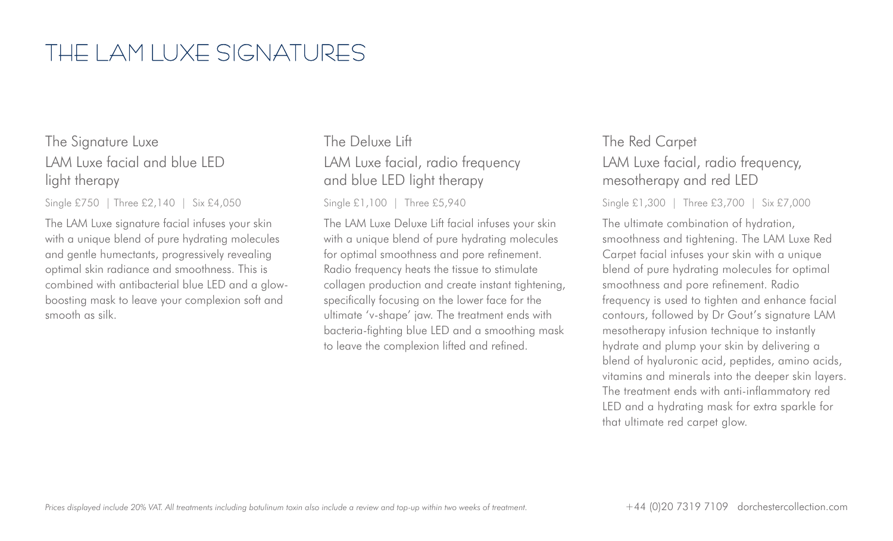# THE LAM LUXE SIGNATURES

## The Signature Luxe

### LAM Luxe facial and blue LED light therapy

Single £750 | Three £2,140 | Six £4,050

The LAM Luxe signature facial infuses your skin with a unique blend of pure hydrating molecules and gentle humectants, progressively revealing optimal skin radiance and smoothness. This is combined with antibacterial blue LED and a glow-boosting mask to leave your complexion soft and smooth as silk.

## The Deluxe Lift

### LAM Luxe facial, radio frequency and blue LED light therapy

Single £1,100 | Three £5,940

The LAM Luxe Deluxe Lift facial infuses your skin with a unique blend of pure hydrating molecules for optimal smoothness and pore refinement. Radio frequency heats the tissue to stimulate collagen production and create instant tightening, specifically focusing on the lower face for the ultimate 'v-shape' jaw. The treatment ends with bacteria-fighting blue LED and a smoothing mask to leave the complexion lifted and refined.

## The Red Carpet

### LAM Luxe facial, radio frequency, mesotherapy and red LED

Single £1,300 | Three £3,700 | Six £7,000

The ultimate combination of hydration, smoothness and tightening. The LAM Luxe Red Carpet facial infuses your skin with a unique blend of pure hydrating molecules for optimal smoothness and pore refinement. Radio frequency is used to tighten and enhance facial contours, followed by Dr Gout's signature LAM mesotherapy infusion technique to instantly hydrate and plump your skin by delivering a blend of hyaluronic acid, peptides, amino acids, vitamins and minerals into the deeper skin layers. The treatment ends with anti-inflammatory red LED and a hydrating mask for extra sparkle for that ultimate red carpet glow.

*Prices displayed include 20% VAT. All treatments including botulinum toxin also include a review and top-up within two weeks of treatment.*

+44 (0)20 7319 7109 dorchestercollection.com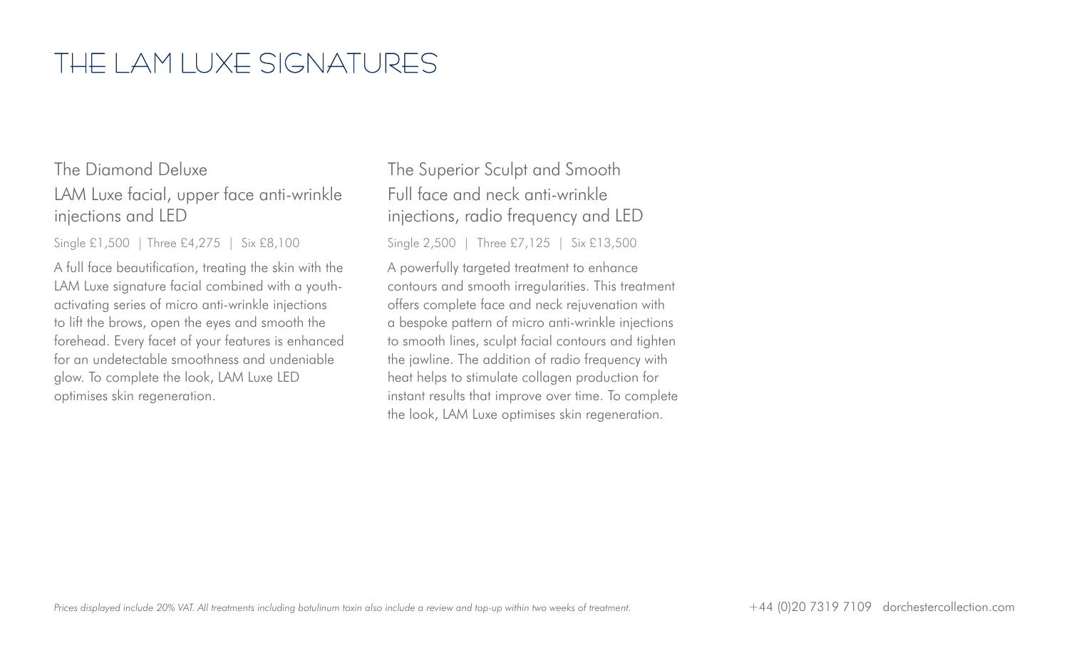# THE LAM LUXE SIGNATURES

## The Diamond Deluxe

### LAM Luxe facial, upper face anti-wrinkle injections and LED

Single £1,500 | Three £4,275 | Six £8,100

A full face beautification, treating the skin with the LAM Luxe signature facial combined with a youth-activating series of micro anti-wrinkle injections to lift the brows, open the eyes and smooth the forehead. Every facet of your features is enhanced for an undetectable smoothness and undeniable glow. To complete the look, LAM Luxe LED optimises skin regeneration.

## The Superior Sculpt and Smooth

### Full face and neck anti-wrinkle injections, radio frequency and LED

Single 2,500 | Three £7,125 | Six £13,500

A powerfully targeted treatment to enhance contours and smooth irregularities. This treatment offers complete face and neck rejuvenation with a bespoke pattern of micro anti-wrinkle injections to smooth lines, sculpt facial contours and tighten the jawline. The addition of radio frequency with heat helps to stimulate collagen production for instant results that improve over time. To complete the look, LAM Luxe optimises skin regeneration.

*Prices displayed include 20% VAT. All treatments including botulinum toxin also include a review and top-up within two weeks of treatment.*

+44 (0)20 7319 7109 dorchestercollection.com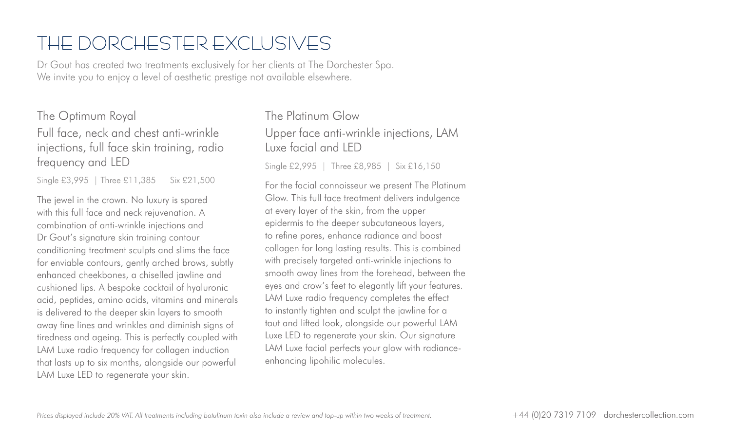# THE DORCHESTER EXCLUSIVES

Dr Gout has created two treatments exclusively for her clients at The Dorchester Spa.
We invite you to enjoy a level of aesthetic prestige not available elsewhere.

## The Optimum Royal

### Full face, neck and chest anti-wrinkle injections, full face skin training, radio frequency and LED

Single £3,995 | Three £11,385 | Six £21,500

The jewel in the crown. No luxury is spared with this full face and neck rejuvenation. A combination of anti-wrinkle injections and Dr Gout's signature skin training contour conditioning treatment sculpts and slims the face for enviable contours, gently arched brows, subtly enhanced cheekbones, a chiselled jawline and cushioned lips. A bespoke cocktail of hyaluronic acid, peptides, amino acids, vitamins and minerals is delivered to the deeper skin layers to smooth away fine lines and wrinkles and diminish signs of tiredness and ageing. This is perfectly coupled with LAM Luxe radio frequency for collagen induction that lasts up to six months, alongside our powerful LAM Luxe LED to regenerate your skin.

## The Platinum Glow

### Upper face anti-wrinkle injections, LAM Luxe facial and LED

Single £2,995 | Three £8,985 | Six £16,150

For the facial connoisseur we present The Platinum Glow. This full face treatment delivers indulgence at every layer of the skin, from the upper epidermis to the deeper subcutaneous layers, to refine pores, enhance radiance and boost collagen for long lasting results. This is combined with precisely targeted anti-wrinkle injections to smooth away lines from the forehead, between the eyes and crow's feet to elegantly lift your features. LAM Luxe radio frequency completes the effect to instantly tighten and sculpt the jawline for a taut and lifted look, alongside our powerful LAM Luxe LED to regenerate your skin. Our signature LAM Luxe facial perfects your glow with radiance-enhancing lipohilic molecules.

*Prices displayed include 20% VAT. All treatments including botulinum toxin also include a review and top-up within two weeks of treatment.*

+44 (0)20 7319 7109 dorchestercollection.com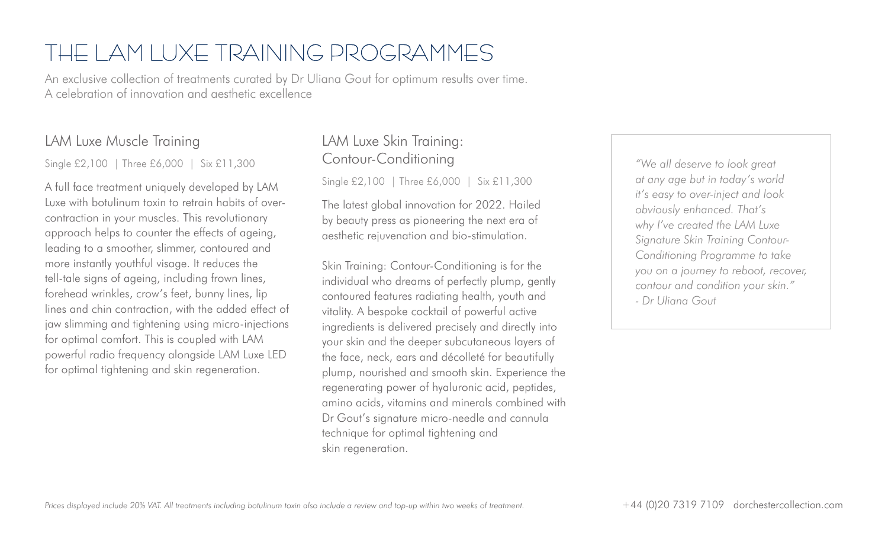# THE LAM LUXE TRAINING PROGRAMMES

An exclusive collection of treatments curated by Dr Uliana Gout for optimum results over time.
A celebration of innovation and aesthetic excellence

## LAM Luxe Muscle Training

Single £2,100 | Three £6,000 | Six £11,300

A full face treatment uniquely developed by LAM Luxe with botulinum toxin to retrain habits of over-contraction in your muscles. This revolutionary approach helps to counter the effects of ageing, leading to a smoother, slimmer, contoured and more instantly youthful visage. It reduces the tell-tale signs of ageing, including frown lines, forehead wrinkles, crow's feet, bunny lines, lip lines and chin contraction, with the added effect of jaw slimming and tightening using micro-injections for optimal comfort. This is coupled with LAM powerful radio frequency alongside LAM Luxe LED for optimal tightening and skin regeneration.

## LAM Luxe Skin Training: Contour-Conditioning

Single £2,100 | Three £6,000 | Six £11,300

The latest global innovation for 2022. Hailed by beauty press as pioneering the next era of aesthetic rejuvenation and bio-stimulation.

Skin Training: Contour-Conditioning is for the individual who dreams of perfectly plump, gently contoured features radiating health, youth and vitality. A bespoke cocktail of powerful active ingredients is delivered precisely and directly into your skin and the deeper subcutaneous layers of the face, neck, ears and décolleté for beautifully plump, nourished and smooth skin. Experience the regenerating power of hyaluronic acid, peptides, amino acids, vitamins and minerals combined with Dr Gout's signature micro-needle and cannula technique for optimal tightening and skin regeneration.

*"We all deserve to look great at any age but in today's world it's easy to over-inject and look obviously enhanced. That's why I've created the LAM Luxe Signature Skin Training Contour-Conditioning Programme to take you on a journey to reboot, recover, contour and condition your skin."*
*- Dr Uliana Gout*

*Prices displayed include 20% VAT. All treatments including botulinum toxin also include a review and top-up within two weeks of treatment.*

+44 (0)20 7319 7109 dorchestercollection.com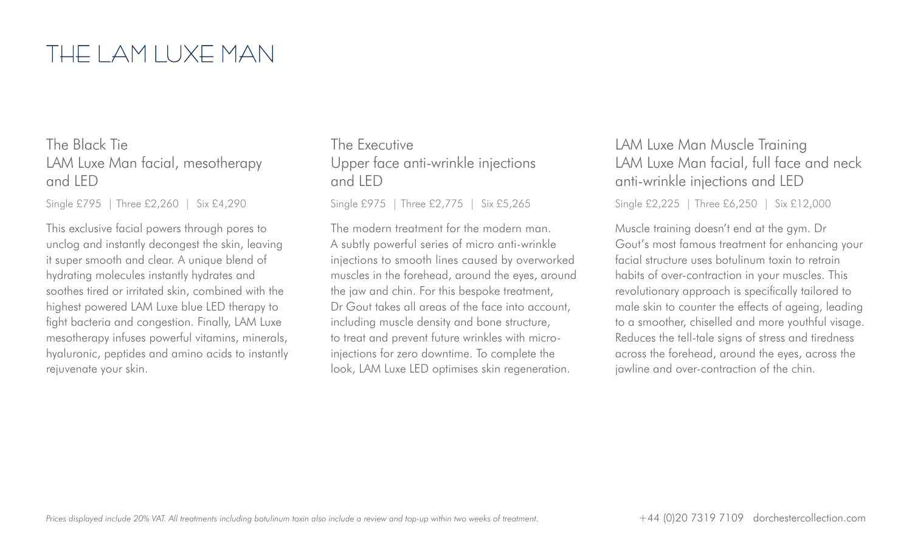# THE LAM LUXE MAN

## The Black Tie
### LAM Luxe Man facial, mesotherapy and LED

Single £795 | Three £2,260 | Six £4,290

This exclusive facial powers through pores to unclog and instantly decongest the skin, leaving it super smooth and clear. A unique blend of hydrating molecules instantly hydrates and soothes tired or irritated skin, combined with the highest powered LAM Luxe blue LED therapy to fight bacteria and congestion. Finally, LAM Luxe mesotherapy infuses powerful vitamins, minerals, hyaluronic, peptides and amino acids to instantly rejuvenate your skin.

## The Executive
### Upper face anti-wrinkle injections and LED

Single £975 | Three £2,775 | Six £5,265

The modern treatment for the modern man. A subtly powerful series of micro anti-wrinkle injections to smooth lines caused by overworked muscles in the forehead, around the eyes, around the jaw and chin. For this bespoke treatment, Dr Gout takes all areas of the face into account, including muscle density and bone structure, to treat and prevent future wrinkles with micro-injections for zero downtime. To complete the look, LAM Luxe LED optimises skin regeneration.

## LAM Luxe Man Muscle Training
### LAM Luxe Man facial, full face and neck anti-wrinkle injections and LED

Single £2,225 | Three £6,250 | Six £12,000

Muscle training doesn't end at the gym. Dr Gout's most famous treatment for enhancing your facial structure uses botulinum toxin to retrain habits of over-contraction in your muscles. This revolutionary approach is specifically tailored to male skin to counter the effects of ageing, leading to a smoother, chiselled and more youthful visage. Reduces the tell-tale signs of stress and tiredness across the forehead, around the eyes, across the jawline and over-contraction of the chin.

*Prices displayed include 20% VAT. All treatments including botulinum toxin also include a review and top-up within two weeks of treatment.*

+44 (0)20 7319 7109 dorchestercollection.com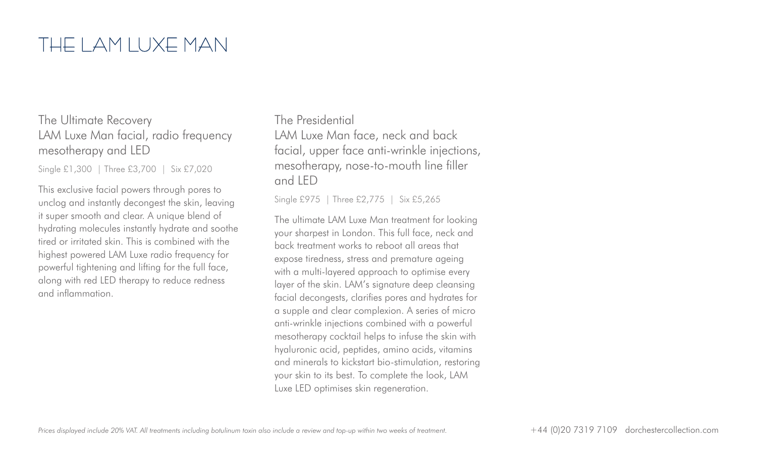# THE LAM LUXE MAN

## The Ultimate Recovery
LAM Luxe Man facial, radio frequency mesotherapy and LED

Single £1,300 | Three £3,700 | Six £7,020

This exclusive facial powers through pores to unclog and instantly decongest the skin, leaving it super smooth and clear. A unique blend of hydrating molecules instantly hydrate and soothe tired or irritated skin. This is combined with the highest powered LAM Luxe radio frequency for powerful tightening and lifting for the full face, along with red LED therapy to reduce redness and inflammation.

## The Presidential
LAM Luxe Man face, neck and back facial, upper face anti-wrinkle injections, mesotherapy, nose-to-mouth line filler and LED

Single £975 | Three £2,775 | Six £5,265

The ultimate LAM Luxe Man treatment for looking your sharpest in London. This full face, neck and back treatment works to reboot all areas that expose tiredness, stress and premature ageing with a multi-layered approach to optimise every layer of the skin. LAM's signature deep cleansing facial decongests, clarifies pores and hydrates for a supple and clear complexion. A series of micro anti-wrinkle injections combined with a powerful mesotherapy cocktail helps to infuse the skin with hyaluronic acid, peptides, amino acids, vitamins and minerals to kickstart bio-stimulation, restoring your skin to its best. To complete the look, LAM Luxe LED optimises skin regeneration.

*Prices displayed include 20% VAT. All treatments including botulinum toxin also include a review and top-up within two weeks of treatment.*

+44 (0)20 7319 7109 dorchestercollection.com